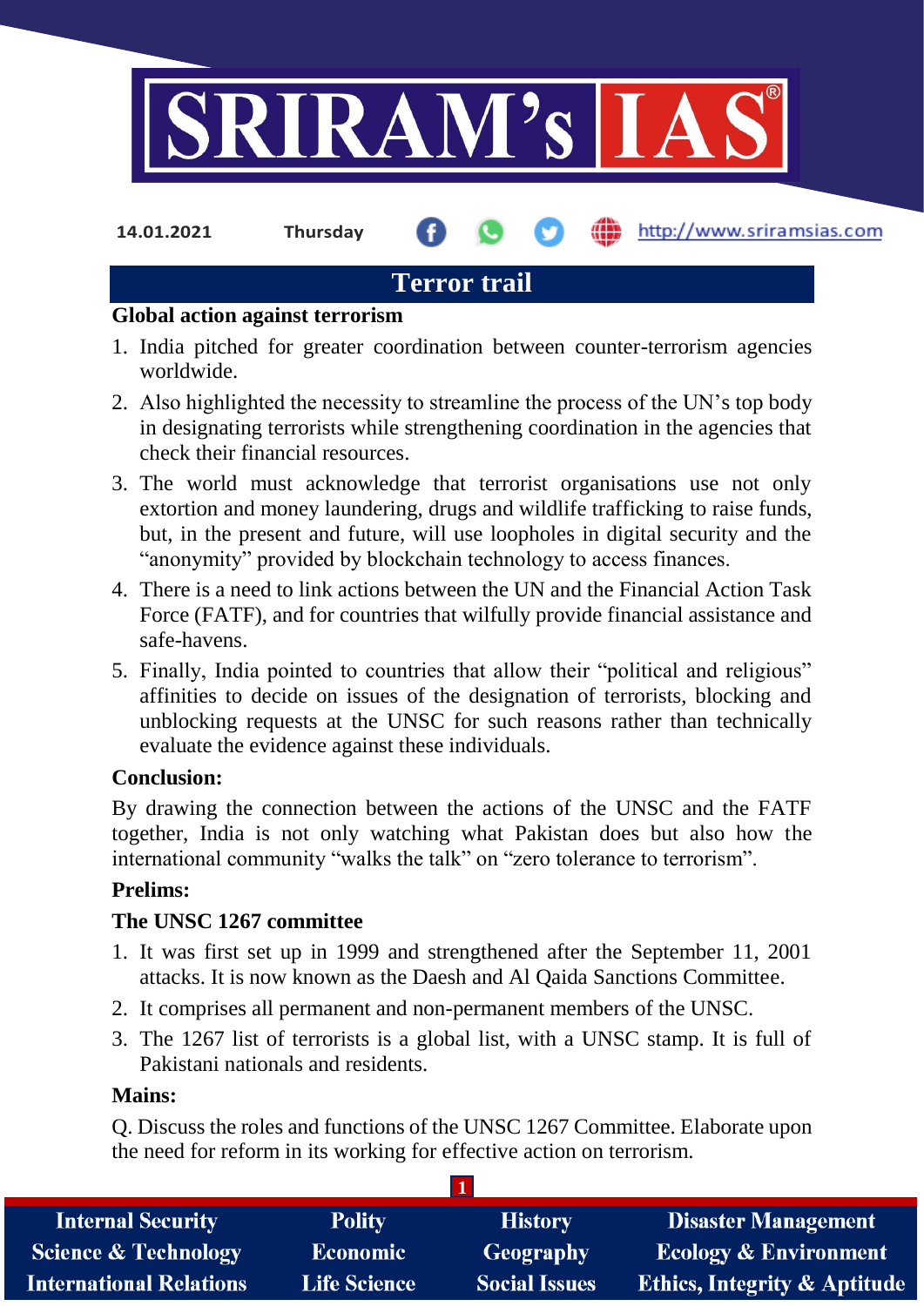14.01.2021 Thursday

# Terror trail

**Global action against terrorism**

1. India pitched for greater coordination between counter-terrorism agencies worldwide.
2. Also highlighted the necessity to streamline the process of the UN's top body in designating terrorists while strengthening coordination in the agencies that check their financial resources.
3. The world must acknowledge that terrorist organisations use not only extortion and money laundering, drugs and wildlife trafficking to raise funds, but, in the present and future, will use loopholes in digital security and the "anonymity" provided by blockchain technology to access finances.
4. There is a need to link actions between the UN and the Financial Action Task Force (FATF), and for countries that wilfully provide financial assistance and safe-havens.
5. Finally, India pointed to countries that allow their "political and religious" affinities to decide on issues of the designation of terrorists, blocking and unblocking requests at the UNSC for such reasons rather than technically evaluate the evidence against these individuals.

**Conclusion:**

By drawing the connection between the actions of the UNSC and the FATF together, India is not only watching what Pakistan does but also how the international community "walks the talk" on "zero tolerance to terrorism".

**Prelims:**

**The UNSC 1267 committee**

1. It was first set up in 1999 and strengthened after the September 11, 2001 attacks. It is now known as the Daesh and Al Qaida Sanctions Committee.
2. It comprises all permanent and non-permanent members of the UNSC.
3. The 1267 list of terrorists is a global list, with a UNSC stamp. It is full of Pakistani nationals and residents.

**Mains:**

Q. Discuss the roles and functions of the UNSC 1267 Committee. Elaborate upon the need for reform in its working for effective action on terrorism.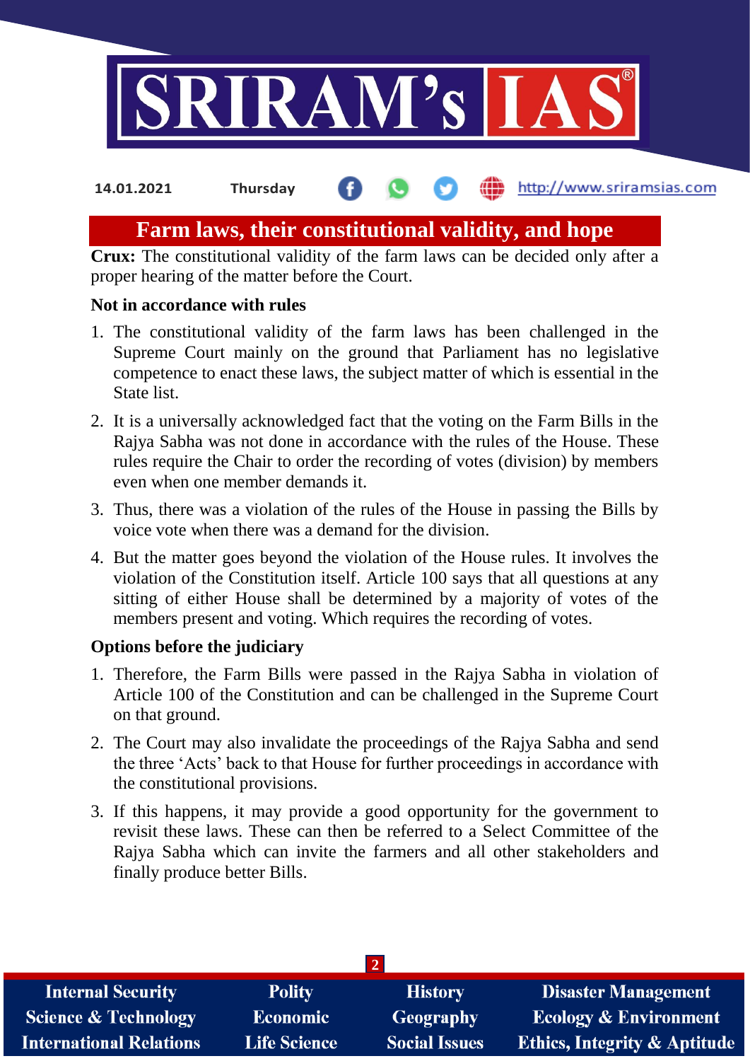# Farm laws, their constitutional validity, and hope

**Crux:** The constitutional validity of the farm laws can be decided only after a proper hearing of the matter before the Court.

### Not in accordance with rules

1. The constitutional validity of the farm laws has been challenged in the Supreme Court mainly on the ground that Parliament has no legislative competence to enact these laws, the subject matter of which is essential in the State list.
2. It is a universally acknowledged fact that the voting on the Farm Bills in the Rajya Sabha was not done in accordance with the rules of the House. These rules require the Chair to order the recording of votes (division) by members even when one member demands it.
3. Thus, there was a violation of the rules of the House in passing the Bills by voice vote when there was a demand for the division.
4. But the matter goes beyond the violation of the House rules. It involves the violation of the Constitution itself. Article 100 says that all questions at any sitting of either House shall be determined by a majority of votes of the members present and voting. Which requires the recording of votes.

### Options before the judiciary

1. Therefore, the Farm Bills were passed in the Rajya Sabha in violation of Article 100 of the Constitution and can be challenged in the Supreme Court on that ground.
2. The Court may also invalidate the proceedings of the Rajya Sabha and send the three 'Acts' back to that House for further proceedings in accordance with the constitutional provisions.
3. If this happens, it may provide a good opportunity for the government to revisit these laws. These can then be referred to a Select Committee of the Rajya Sabha which can invite the farmers and all other stakeholders and finally produce better Bills.